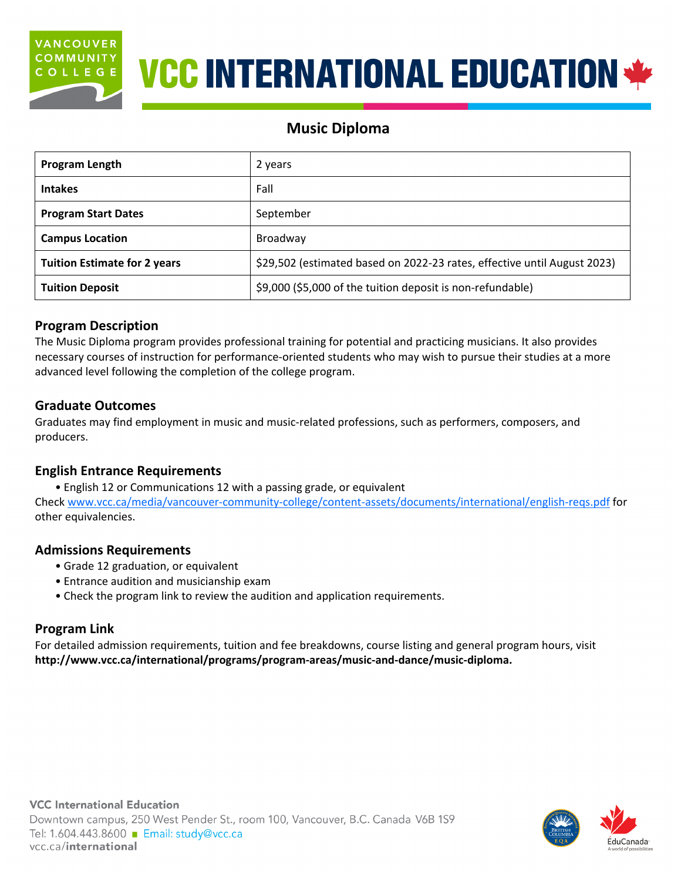# VCC INTERNATIONAL EDUCATION

## Music Diploma

| | |
|---|---|
| **Program Length** | 2 years |
| **Intakes** | Fall |
| **Program Start Dates** | September |
| **Campus Location** | Broadway |
| **Tuition Estimate for 2 years** | $29,502 (estimated based on 2022-23 rates, effective until August 2023) |
| **Tuition Deposit** | $9,000 ($5,000 of the tuition deposit is non-refundable) |

### Program Description

The Music Diploma program provides professional training for potential and practicing musicians. It also provides necessary courses of instruction for performance-oriented students who may wish to pursue their studies at a more advanced level following the completion of the college program.

### Graduate Outcomes

Graduates may find employment in music and music-related professions, such as performers, composers, and producers.

### English Entrance Requirements

- English 12 or Communications 12 with a passing grade, or equivalent

Check www.vcc.ca/media/vancouver-community-college/content-assets/documents/international/english-reqs.pdf for other equivalencies.

### Admissions Requirements

- Grade 12 graduation, or equivalent
- Entrance audition and musicianship exam
- Check the program link to review the audition and application requirements.

### Program Link

For detailed admission requirements, tuition and fee breakdowns, course listing and general program hours, visit **http://www.vcc.ca/international/programs/program-areas/music-and-dance/music-diploma.**

**VCC International Education**
Downtown campus, 250 West Pender St., room 100, Vancouver, B.C. Canada V6B 1S9
Tel: 1.604.443.8600 ■ Email: study@vcc.ca
vcc.ca/**international**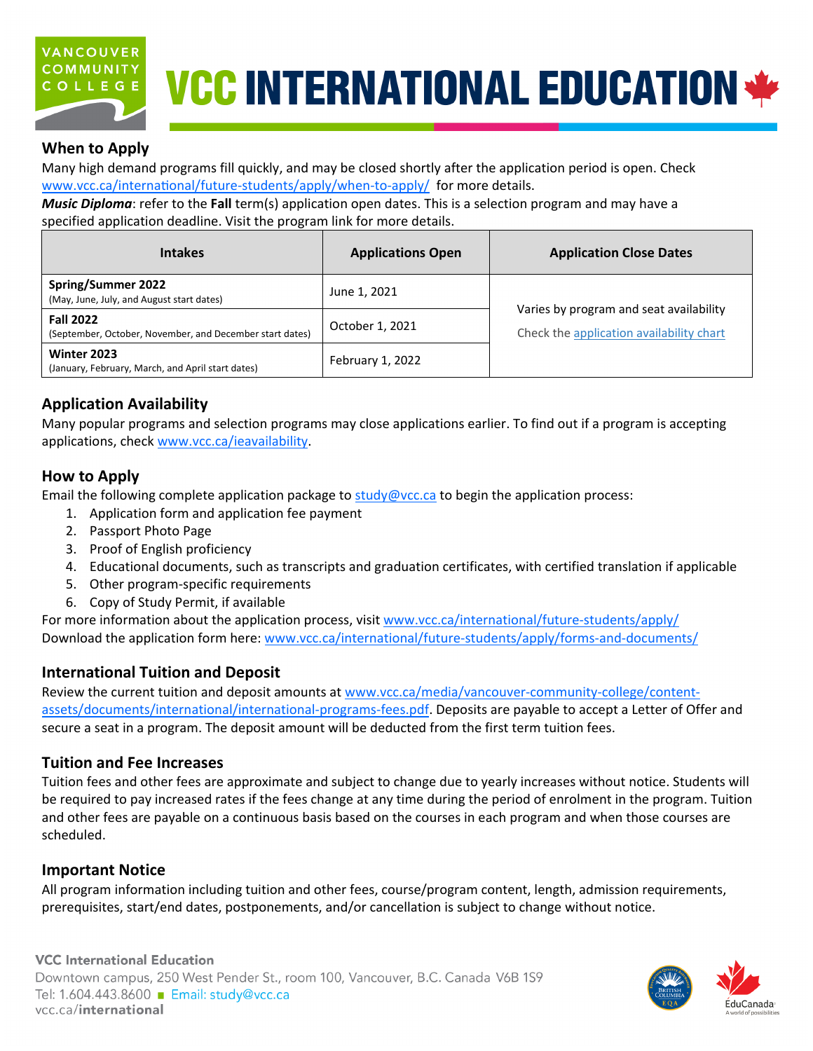# VCC INTERNATIONAL EDUCATION

## When to Apply

Many high demand programs fill quickly, and may be closed shortly after the application period is open. Check www.vcc.ca/international/future-students/apply/when-to-apply/ for more details.

***Music Diploma***: refer to the **Fall** term(s) application open dates. This is a selection program and may have a specified application deadline. Visit the program link for more details.

| Intakes | Applications Open | Application Close Dates |
|---|---|---|
| **Spring/Summer 2022** (May, June, July, and August start dates) | June 1, 2021 | Varies by program and seat availability Check the application availability chart |
| **Fall 2022** (September, October, November, and December start dates) | October 1, 2021 | |
| **Winter 2023** (January, February, March, and April start dates) | February 1, 2022 | |

## Application Availability

Many popular programs and selection programs may close applications earlier. To find out if a program is accepting applications, check www.vcc.ca/ieavailability.

## How to Apply

Email the following complete application package to study@vcc.ca to begin the application process:

1. Application form and application fee payment
2. Passport Photo Page
3. Proof of English proficiency
4. Educational documents, such as transcripts and graduation certificates, with certified translation if applicable
5. Other program-specific requirements
6. Copy of Study Permit, if available

For more information about the application process, visit www.vcc.ca/international/future-students/apply/

Download the application form here: www.vcc.ca/international/future-students/apply/forms-and-documents/

## International Tuition and Deposit

Review the current tuition and deposit amounts at www.vcc.ca/media/vancouver-community-college/content-assets/documents/international/international-programs-fees.pdf. Deposits are payable to accept a Letter of Offer and secure a seat in a program. The deposit amount will be deducted from the first term tuition fees.

## Tuition and Fee Increases

Tuition fees and other fees are approximate and subject to change due to yearly increases without notice. Students will be required to pay increased rates if the fees change at any time during the period of enrolment in the program. Tuition and other fees are payable on a continuous basis based on the courses in each program and when those courses are scheduled.

## Important Notice

All program information including tuition and other fees, course/program content, length, admission requirements, prerequisites, start/end dates, postponements, and/or cancellation is subject to change without notice.

**VCC International Education**
Downtown campus, 250 West Pender St., room 100, Vancouver, B.C. Canada V6B 1S9
Tel: 1.604.443.8600 ■ Email: study@vcc.ca
vcc.ca/**international**